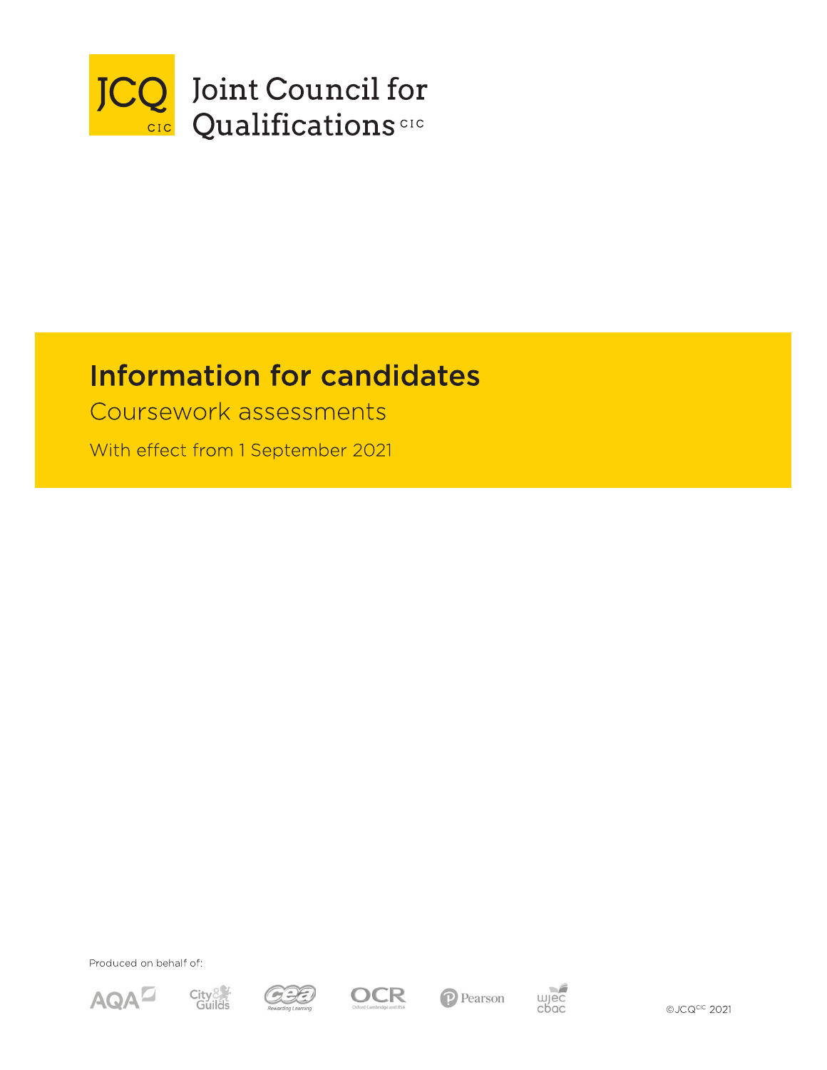JCQ CIC

Joint Council for Qualifications CIC

# Information for candidates

## Coursework assessments

With effect from 1 September 2021

Produced on behalf of:

AQA City & Guilds CCEA OCR Pearson WJEC CBAC

©JCQCIC 2021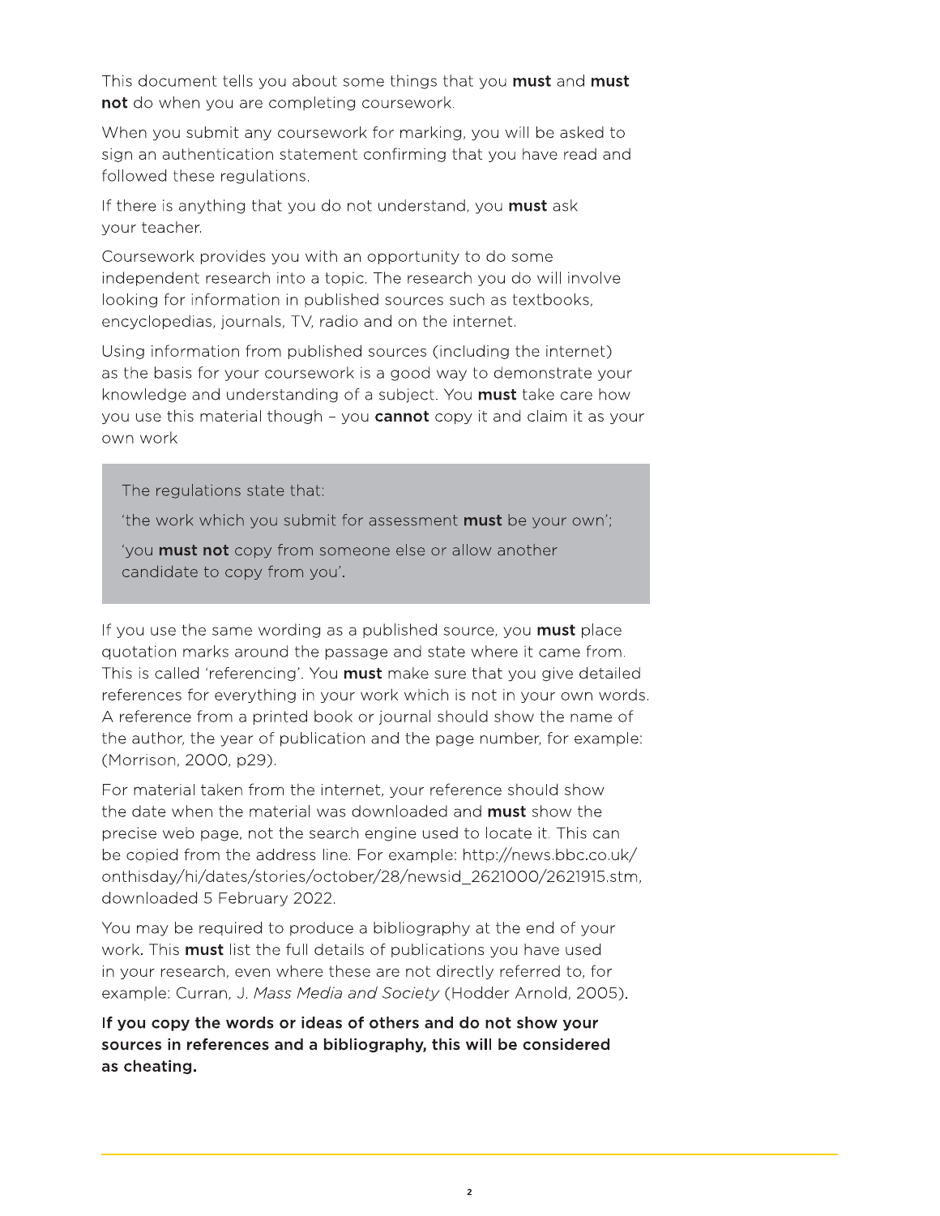This document tells you about some things that you **must** and **must not** do when you are completing coursework.

When you submit any coursework for marking, you will be asked to sign an authentication statement confirming that you have read and followed these regulations.

If there is anything that you do not understand, you **must** ask your teacher.

Coursework provides you with an opportunity to do some independent research into a topic. The research you do will involve looking for information in published sources such as textbooks, encyclopedias, journals, TV, radio and on the internet.

Using information from published sources (including the internet) as the basis for your coursework is a good way to demonstrate your knowledge and understanding of a subject. You **must** take care how you use this material though – you **cannot** copy it and claim it as your own work

> The regulations state that:
>
> 'the work which you submit for assessment **must** be your own';
>
> 'you **must not** copy from someone else or allow another candidate to copy from you'.

If you use the same wording as a published source, you **must** place quotation marks around the passage and state where it came from. This is called 'referencing'. You **must** make sure that you give detailed references for everything in your work which is not in your own words. A reference from a printed book or journal should show the name of the author, the year of publication and the page number, for example: (Morrison, 2000, p29).

For material taken from the internet, your reference should show the date when the material was downloaded and **must** show the precise web page, not the search engine used to locate it. This can be copied from the address line. For example: http://news.bbc.co.uk/onthisday/hi/dates/stories/october/28/newsid_2621000/2621915.stm, downloaded 5 February 2022.

You may be required to produce a bibliography at the end of your work. This **must** list the full details of publications you have used in your research, even where these are not directly referred to, for example: Curran, J. *Mass Media and Society* (Hodder Arnold, 2005).

**If you copy the words or ideas of others and do not show your sources in references and a bibliography, this will be considered as cheating.**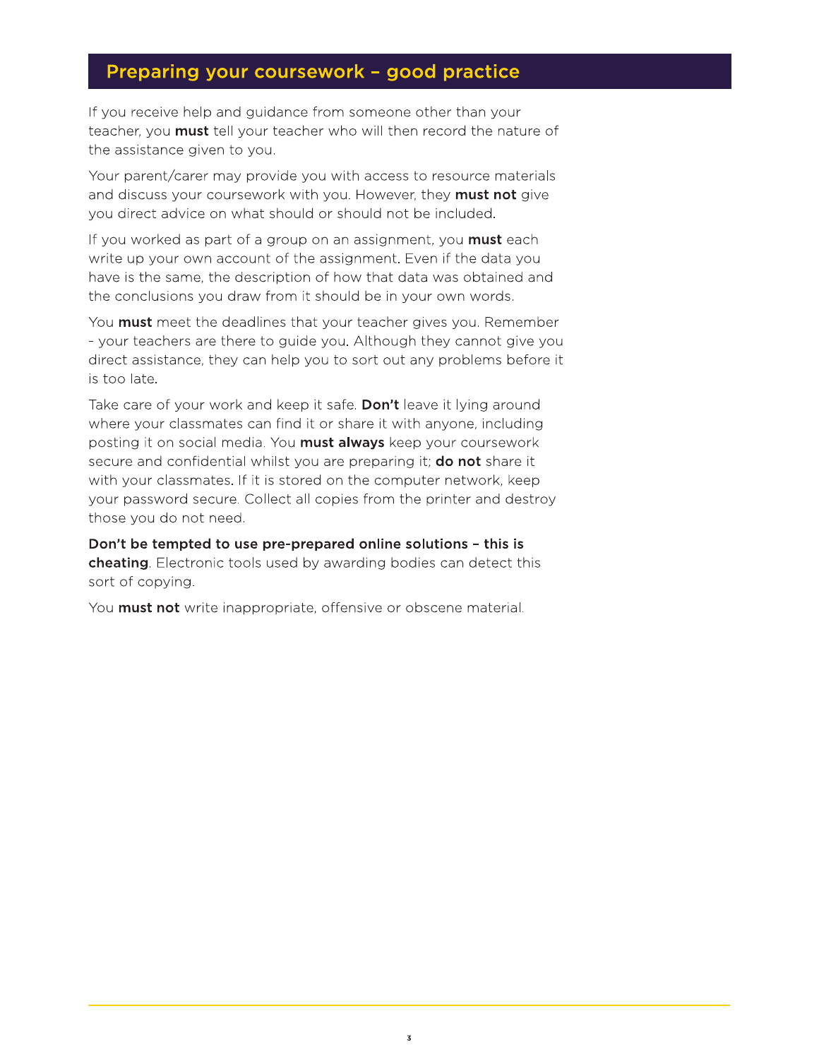## Preparing your coursework – good practice

If you receive help and guidance from someone other than your teacher, you **must** tell your teacher who will then record the nature of the assistance given to you.

Your parent/carer may provide you with access to resource materials and discuss your coursework with you. However, they **must not** give you direct advice on what should or should not be included.

If you worked as part of a group on an assignment, you **must** each write up your own account of the assignment. Even if the data you have is the same, the description of how that data was obtained and the conclusions you draw from it should be in your own words.

You **must** meet the deadlines that your teacher gives you. Remember - your teachers are there to guide you. Although they cannot give you direct assistance, they can help you to sort out any problems before it is too late.

Take care of your work and keep it safe. **Don't** leave it lying around where your classmates can find it or share it with anyone, including posting it on social media. You **must always** keep your coursework secure and confidential whilst you are preparing it; **do not** share it with your classmates. If it is stored on the computer network, keep your password secure. Collect all copies from the printer and destroy those you do not need.

**Don't be tempted to use pre-prepared online solutions – this is cheating**. Electronic tools used by awarding bodies can detect this sort of copying.

You **must not** write inappropriate, offensive or obscene material.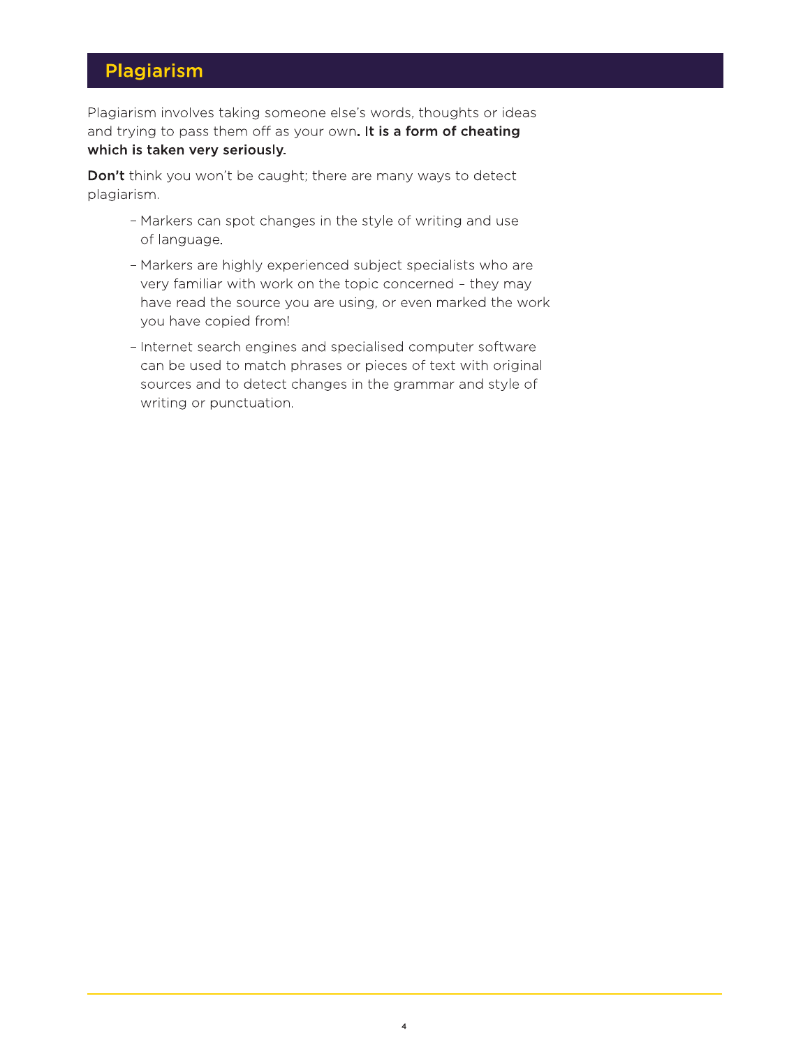## Plagiarism

Plagiarism involves taking someone else's words, thoughts or ideas and trying to pass them off as your own**. It is a form of cheating which is taken very seriously.**

**Don't** think you won't be caught; there are many ways to detect plagiarism.

- Markers can spot changes in the style of writing and use of language.
- Markers are highly experienced subject specialists who are very familiar with work on the topic concerned – they may have read the source you are using, or even marked the work you have copied from!
- Internet search engines and specialised computer software can be used to match phrases or pieces of text with original sources and to detect changes in the grammar and style of writing or punctuation.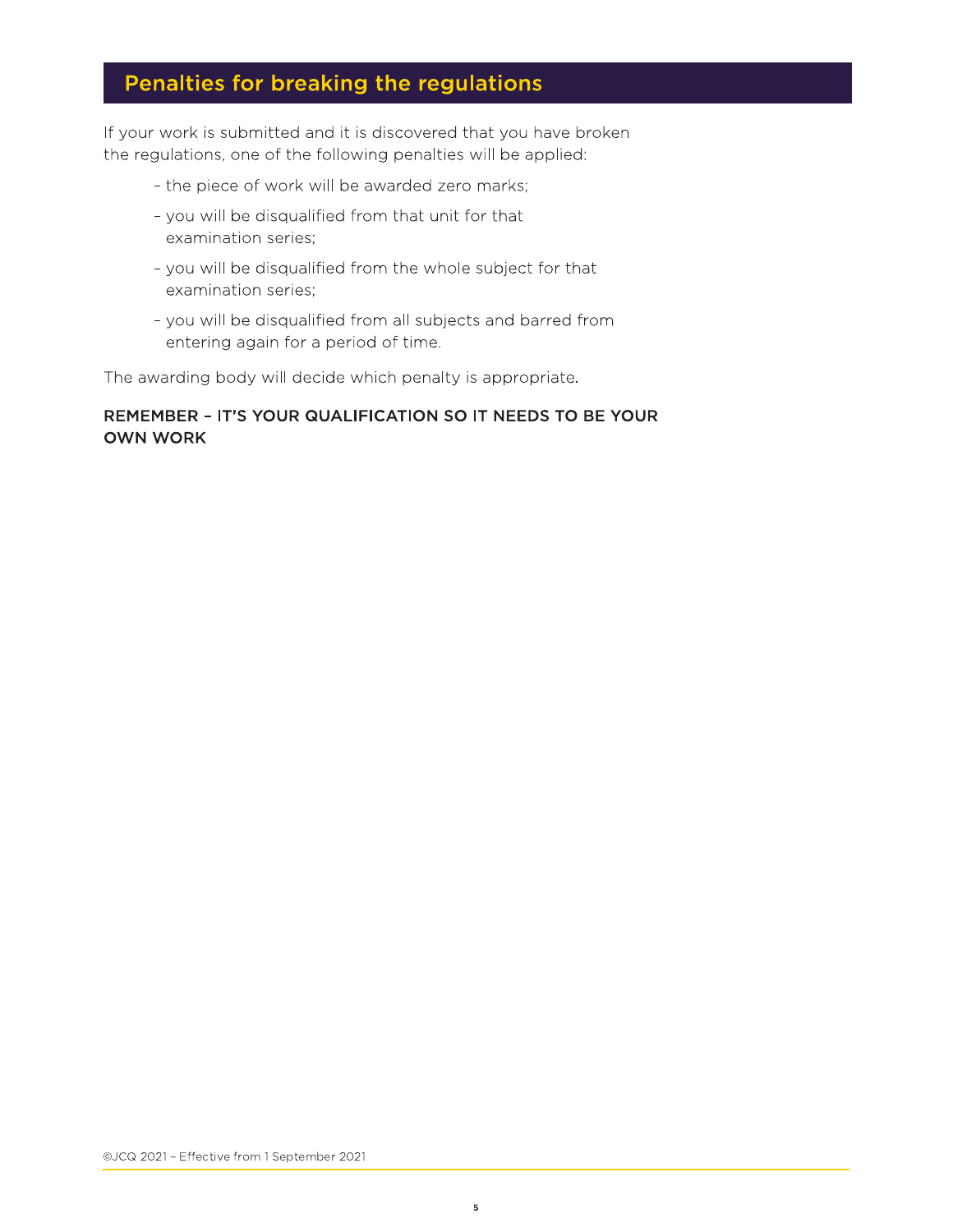## Penalties for breaking the regulations

If your work is submitted and it is discovered that you have broken the regulations, one of the following penalties will be applied:

- the piece of work will be awarded zero marks;
- you will be disqualified from that unit for that examination series;
- you will be disqualified from the whole subject for that examination series;
- you will be disqualified from all subjects and barred from entering again for a period of time.

The awarding body will decide which penalty is appropriate.

**REMEMBER – IT'S YOUR QUALIFICATION SO IT NEEDS TO BE YOUR OWN WORK**